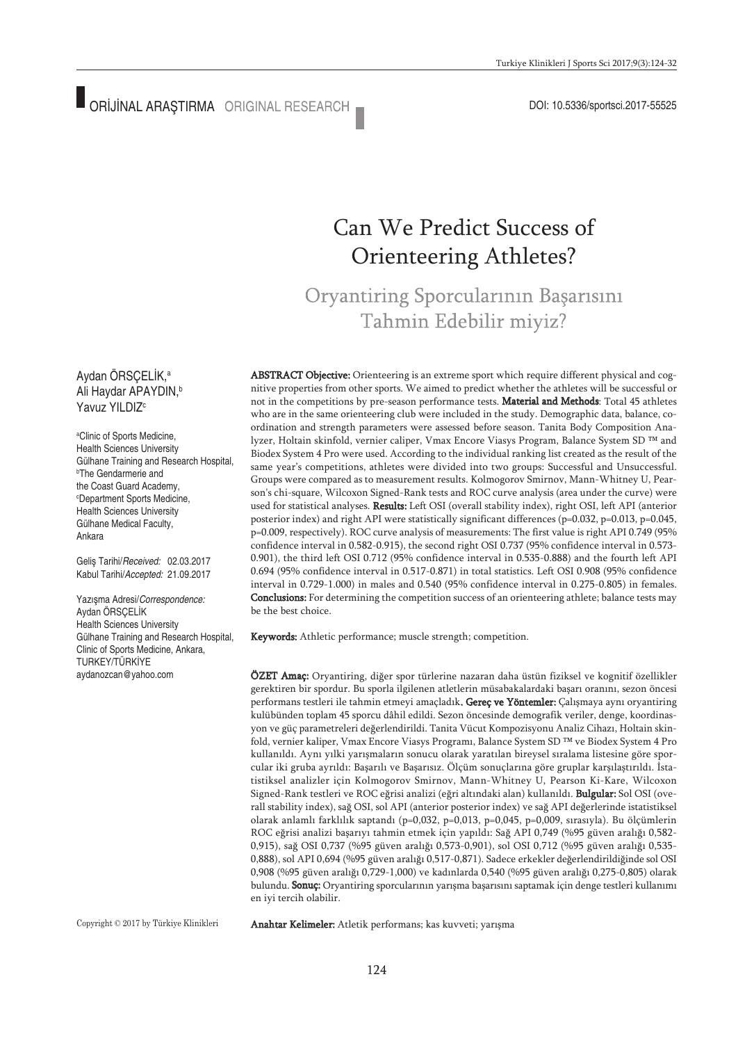ORİJİNAL ARAŞTIRMA ORIGINAL RESEARCH

DOI: 10.5336/sportsci.2017-55525

# Can We Predict Success of Orienteering Athletes?

## Oryantiring Sporcularının Başarısını Tahmin Edebilir miyiz?

Aydan ÖRSÇELİK,[a] Ali Haydar APAYDIN,[b] Yavuz YILDIZ[c]

[a]Clinic of Sports Medicine, Health Sciences University Gülhane Training and Research Hospital,
[b]The Gendarmerie and the Coast Guard Academy,
[c]Department Sports Medicine, Health Sciences University Gülhane Medical Faculty, Ankara

Geliş Tarihi/*Received:* 02.03.2017
Kabul Tarihi/*Accepted:* 21.09.2017

Yazışma Adresi/*Correspondence:*
Aydan ÖRSÇELİK
Health Sciences University Gülhane Training and Research Hospital, Clinic of Sports Medicine, Ankara, TURKEY/TÜRKİYE
aydanozcan@yahoo.com

**ABSTRACT Objective:** Orienteering is an extreme sport which require different physical and cognitive properties from other sports. We aimed to predict whether the athletes will be successful or not in the competitions by pre-season performance tests. **Material and Methods**: Total 45 athletes who are in the same orienteering club were included in the study. Demographic data, balance, coordination and strength parameters were assessed before season. Tanita Body Composition Analyzer, Holtain skinfold, vernier caliper, Vmax Encore Viasys Program, Balance System SD ™ and Biodex System 4 Pro were used. According to the individual ranking list created as the result of the same year's competitions, athletes were divided into two groups: Successful and Unsuccessful. Groups were compared as to measurement results. Kolmogorov Smirnov, Mann-Whitney U, Pearson's chi-square, Wilcoxon Signed-Rank tests and ROC curve analysis (area under the curve) were used for statistical analyses. **Results:** Left OSI (overall stability index), right OSI, left API (anterior posterior index) and right API were statistically significant differences (p=0.032, p=0.013, p=0.045, p=0.009, respectively). ROC curve analysis of measurements: The first value is right API 0.749 (95% confidence interval in 0.582-0.915), the second right OSI 0.737 (95% confidence interval in 0.573-0.901), the third left OSI 0.712 (95% confidence interval in 0.535-0.888) and the fourth left API 0.694 (95% confidence interval in 0.517-0.871) in total statistics. Left OSI 0.908 (95% confidence interval in 0.729-1.000) in males and 0.540 (95% confidence interval in 0.275-0.805) in females. **Conclusions:** For determining the competition success of an orienteering athlete; balance tests may be the best choice.

**Keywords:** Athletic performance; muscle strength; competition.

**ÖZET Amaç:** Oryantiring, diğer spor türlerine nazaran daha üstün fiziksel ve kognitif özellikler gerektiren bir spordur. Bu sporla ilgilenen atletlerin müsabakalardaki başarı oranını, sezon öncesi performans testleri ile tahmin etmeyi amaçladık**. Gereç ve Yöntemler:** Çalışmaya aynı oryantiring kulübünden toplam 45 sporcu dâhil edildi. Sezon öncesinde demografik veriler, denge, koordinasyon ve güç parametreleri değerlendirildi. Tanita Vücut Kompozisyonu Analiz Cihazı, Holtain skinfold, vernier kaliper, Vmax Encore Viasys Programı, Balance System SD ™ ve Biodex System 4 Pro kullanıldı. Aynı yılki yarışmaların sonucu olarak yaratılan bireysel sıralama listesine göre sporcular iki gruba ayrıldı: Başarılı ve Başarısız. Ölçüm sonuçlarına göre gruplar karşılaştırıldı. İstatistiksel analizler için Kolmogorov Smirnov, Mann-Whitney U, Pearson Ki-Kare, Wilcoxon Signed-Rank testleri ve ROC eğrisi analizi (eğri altındaki alan) kullanıldı. **Bulgular:** Sol OSI (overall stability index), sağ OSI, sol API (anterior posterior index) ve sağ API değerlerinde istatistiksel olarak anlamlı farklılık saptandı (p=0,032, p=0,013, p=0,045, p=0,009, sırasıyla). Bu ölçümlerin ROC eğrisi analizi başarıyı tahmin etmek için yapıldı: Sağ API 0,749 (%95 güven aralığı 0,582-0,915), sağ OSI 0,737 (%95 güven aralığı 0,573-0,901), sol OSI 0,712 (%95 güven aralığı 0,535-0,888), sol API 0,694 (%95 güven aralığı 0,517-0,871). Sadece erkekler değerlendirildiğinde sol OSI 0,908 (%95 güven aralığı 0,729-1,000) ve kadınlarda 0,540 (%95 güven aralığı 0,275-0,805) olarak bulundu. **Sonuç:** Oryantiring sporcularının yarışma başarısını saptamak için denge testleri kullanımı en iyi tercih olabilir.

**Anahtar Kelimeler:** Atletik performans; kas kuvveti; yarışma

Copyright © 2017 by Türkiye Klinikleri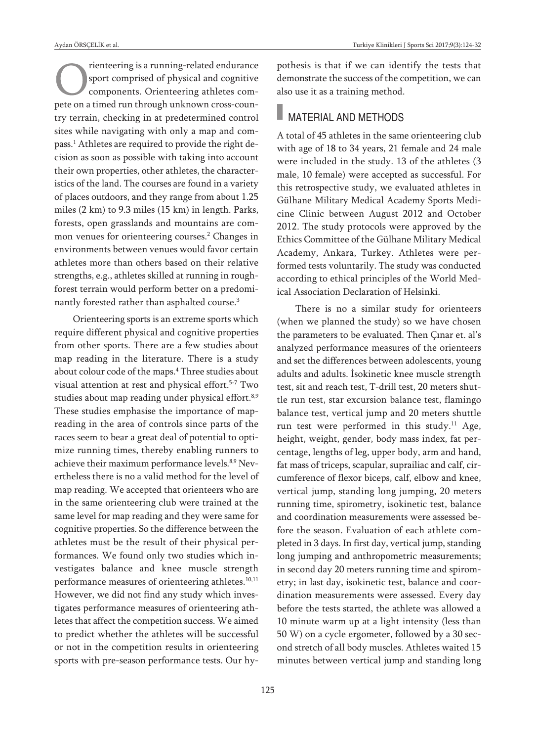Orienteering is a running-related endurance sport comprised of physical and cognitive components. Orienteering athletes compete on a timed run through unknown cross-country terrain, checking in at predetermined control sites while navigating with only a map and compass.[1] Athletes are required to provide the right decision as soon as possible with taking into account their own properties, other athletes, the characteristics of the land. The courses are found in a variety of places outdoors, and they range from about 1.25 miles (2 km) to 9.3 miles (15 km) in length. Parks, forests, open grasslands and mountains are common venues for orienteering courses.[2] Changes in environments between venues would favor certain athletes more than others based on their relative strengths, e.g., athletes skilled at running in rough-forest terrain would perform better on a predominantly forested rather than asphalted course.[3]

Orienteering sports is an extreme sports which require different physical and cognitive properties from other sports. There are a few studies about map reading in the literature. There is a study about colour code of the maps.[4] Three studies about visual attention at rest and physical effort.[5-7] Two studies about map reading under physical effort.[8,9] These studies emphasise the importance of map-reading in the area of controls since parts of the races seem to bear a great deal of potential to optimize running times, thereby enabling runners to achieve their maximum performance levels.[8,9] Nevertheless there is no a valid method for the level of map reading. We accepted that orienteers who are in the same orienteering club were trained at the same level for map reading and they were same for cognitive properties. So the difference between the athletes must be the result of their physical performances. We found only two studies which investigates balance and knee muscle strength performance measures of orienteering athletes.[10,11] However, we did not find any study which investigates performance measures of orienteering athletes that affect the competition success. We aimed to predict whether the athletes will be successful or not in the competition results in orienteering sports with pre-season performance tests. Our hypothesis is that if we can identify the tests that demonstrate the success of the competition, we can also use it as a training method.

## MATERIAL AND METHODS

A total of 45 athletes in the same orienteering club with age of 18 to 34 years, 21 female and 24 male were included in the study. 13 of the athletes (3 male, 10 female) were accepted as successful. For this retrospective study, we evaluated athletes in Gülhane Military Medical Academy Sports Medicine Clinic between August 2012 and October 2012. The study protocols were approved by the Ethics Committee of the Gülhane Military Medical Academy, Ankara, Turkey. Athletes were performed tests voluntarily. The study was conducted according to ethical principles of the World Medical Association Declaration of Helsinki.

There is no a similar study for orienteers (when we planned the study) so we have chosen the parameters to be evaluated. Then Çınar et. al's analyzed performance measures of the orienteers and set the differences between adolescents, young adults and adults. İsokinetic knee muscle strength test, sit and reach test, T-drill test, 20 meters shuttle run test, star excursion balance test, flamingo balance test, vertical jump and 20 meters shuttle run test were performed in this study.[11] Age, height, weight, gender, body mass index, fat percentage, lengths of leg, upper body, arm and hand, fat mass of triceps, scapular, suprailiac and calf, circumference of flexor biceps, calf, elbow and knee, vertical jump, standing long jumping, 20 meters running time, spirometry, isokinetic test, balance and coordination measurements were assessed before the season. Evaluation of each athlete completed in 3 days. In first day, vertical jump, standing long jumping and anthropometric measurements; in second day 20 meters running time and spirometry; in last day, isokinetic test, balance and coordination measurements were assessed. Every day before the tests started, the athlete was allowed a 10 minute warm up at a light intensity (less than 50 W) on a cycle ergometer, followed by a 30 second stretch of all body muscles. Athletes waited 15 minutes between vertical jump and standing long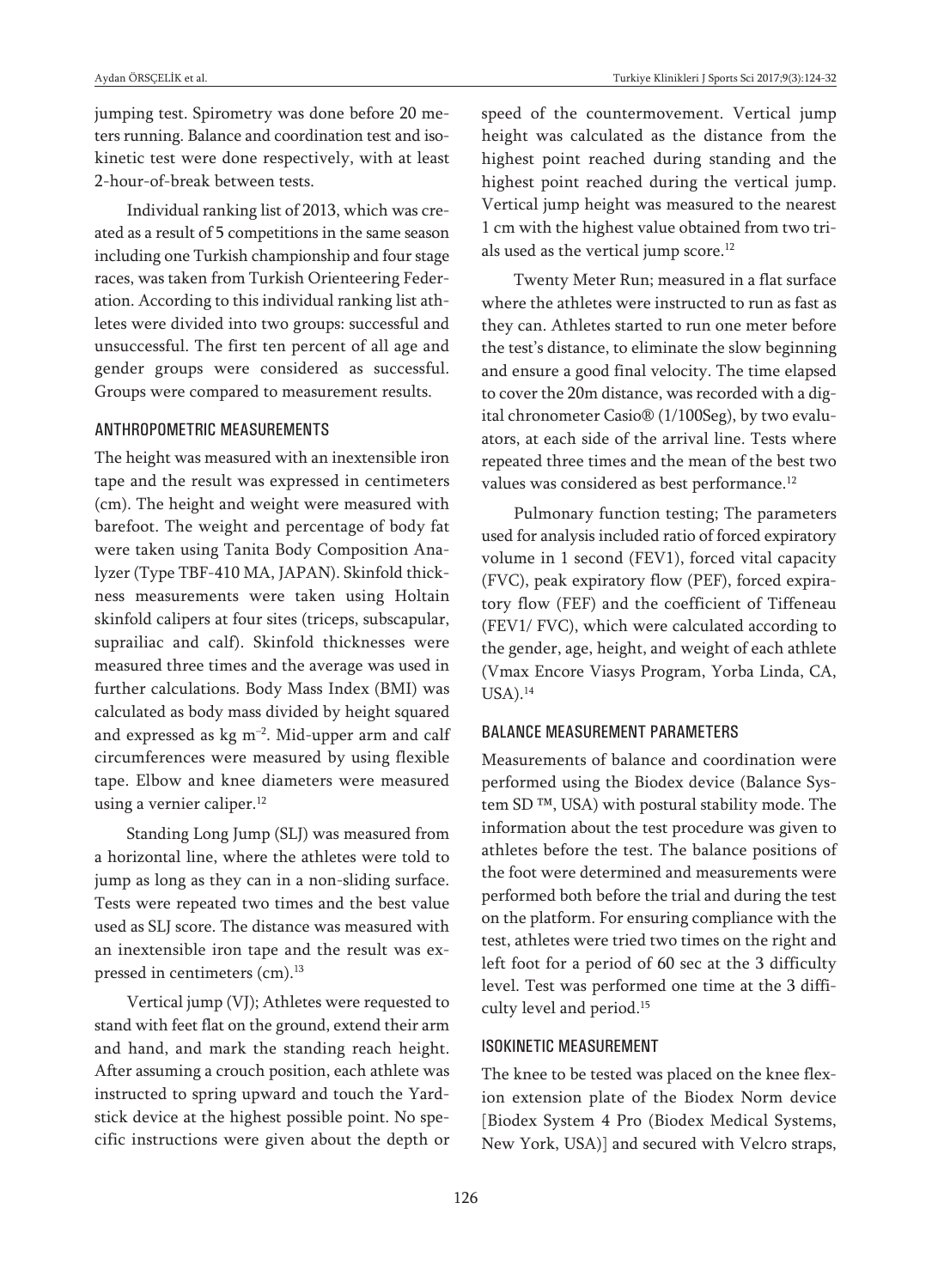jumping test. Spirometry was done before 20 meters running. Balance and coordination test and isokinetic test were done respectively, with at least 2-hour-of-break between tests.

Individual ranking list of 2013, which was created as a result of 5 competitions in the same season including one Turkish championship and four stage races, was taken from Turkish Orienteering Federation. According to this individual ranking list athletes were divided into two groups: successful and unsuccessful. The first ten percent of all age and gender groups were considered as successful. Groups were compared to measurement results.

## ANTHROPOMETRIC MEASUREMENTS

The height was measured with an inextensible iron tape and the result was expressed in centimeters (cm). The height and weight were measured with barefoot. The weight and percentage of body fat were taken using Tanita Body Composition Analyzer (Type TBF-410 MA, JAPAN). Skinfold thickness measurements were taken using Holtain skinfold calipers at four sites (triceps, subscapular, suprailiac and calf). Skinfold thicknesses were measured three times and the average was used in further calculations. Body Mass Index (BMI) was calculated as body mass divided by height squared and expressed as kg $m^{-2}$. Mid-upper arm and calf circumferences were measured by using flexible tape. Elbow and knee diameters were measured using a vernier caliper.[12]

Standing Long Jump (SLJ) was measured from a horizontal line, where the athletes were told to jump as long as they can in a non-sliding surface. Tests were repeated two times and the best value used as SLJ score. The distance was measured with an inextensible iron tape and the result was expressed in centimeters (cm).[13]

Vertical jump (VJ); Athletes were requested to stand with feet flat on the ground, extend their arm and hand, and mark the standing reach height. After assuming a crouch position, each athlete was instructed to spring upward and touch the Yardstick device at the highest possible point. No specific instructions were given about the depth or speed of the countermovement. Vertical jump height was calculated as the distance from the highest point reached during standing and the highest point reached during the vertical jump. Vertical jump height was measured to the nearest 1 cm with the highest value obtained from two trials used as the vertical jump score.[12]

Twenty Meter Run; measured in a flat surface where the athletes were instructed to run as fast as they can. Athletes started to run one meter before the test's distance, to eliminate the slow beginning and ensure a good final velocity. The time elapsed to cover the 20m distance, was recorded with a digital chronometer Casio® (1/100Seg), by two evaluators, at each side of the arrival line. Tests where repeated three times and the mean of the best two values was considered as best performance.[12]

Pulmonary function testing; The parameters used for analysis included ratio of forced expiratory volume in 1 second (FEV1), forced vital capacity (FVC), peak expiratory flow (PEF), forced expiratory flow (FEF) and the coefficient of Tiffeneau (FEV1/ FVC), which were calculated according to the gender, age, height, and weight of each athlete (Vmax Encore Viasys Program, Yorba Linda, CA, USA).[14]

## BALANCE MEASUREMENT PARAMETERS

Measurements of balance and coordination were performed using the Biodex device (Balance System SD ™, USA) with postural stability mode. The information about the test procedure was given to athletes before the test. The balance positions of the foot were determined and measurements were performed both before the trial and during the test on the platform. For ensuring compliance with the test, athletes were tried two times on the right and left foot for a period of 60 sec at the 3 difficulty level. Test was performed one time at the 3 difficulty level and period.[15]

## ISOKINETIC MEASUREMENT

The knee to be tested was placed on the knee flexion extension plate of the Biodex Norm device [Biodex System 4 Pro (Biodex Medical Systems, New York, USA)] and secured with Velcro straps,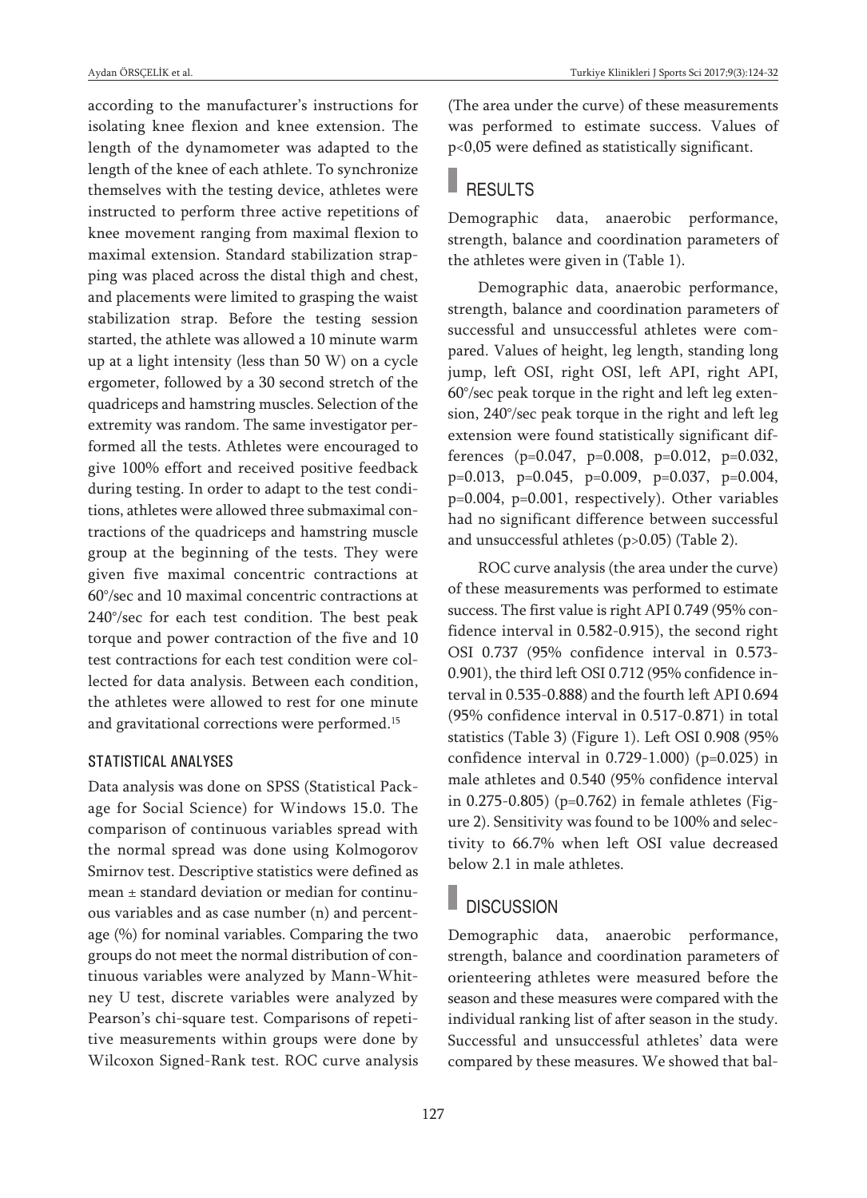according to the manufacturer's instructions for isolating knee flexion and knee extension. The length of the dynamometer was adapted to the length of the knee of each athlete. To synchronize themselves with the testing device, athletes were instructed to perform three active repetitions of knee movement ranging from maximal flexion to maximal extension. Standard stabilization strapping was placed across the distal thigh and chest, and placements were limited to grasping the waist stabilization strap. Before the testing session started, the athlete was allowed a 10 minute warm up at a light intensity (less than 50 W) on a cycle ergometer, followed by a 30 second stretch of the quadriceps and hamstring muscles. Selection of the extremity was random. The same investigator performed all the tests. Athletes were encouraged to give 100% effort and received positive feedback during testing. In order to adapt to the test conditions, athletes were allowed three submaximal contractions of the quadriceps and hamstring muscle group at the beginning of the tests. They were given five maximal concentric contractions at 60°/sec and 10 maximal concentric contractions at 240°/sec for each test condition. The best peak torque and power contraction of the five and 10 test contractions for each test condition were collected for data analysis. Between each condition, the athletes were allowed to rest for one minute and gravitational corrections were performed.[15]

### STATISTICAL ANALYSES

Data analysis was done on SPSS (Statistical Package for Social Science) for Windows 15.0. The comparison of continuous variables spread with the normal spread was done using Kolmogorov Smirnov test. Descriptive statistics were defined as mean ± standard deviation or median for continuous variables and as case number (n) and percentage (%) for nominal variables. Comparing the two groups do not meet the normal distribution of continuous variables were analyzed by Mann-Whitney U test, discrete variables were analyzed by Pearson's chi-square test. Comparisons of repetitive measurements within groups were done by Wilcoxon Signed-Rank test. ROC curve analysis (The area under the curve) of these measurements was performed to estimate success. Values of $p<0,05$ were defined as statistically significant.

## RESULTS

Demographic data, anaerobic performance, strength, balance and coordination parameters of the athletes were given in (Table 1).

Demographic data, anaerobic performance, strength, balance and coordination parameters of successful and unsuccessful athletes were compared. Values of height, leg length, standing long jump, left OSI, right OSI, left API, right API, 60°/sec peak torque in the right and left leg extension, 240°/sec peak torque in the right and left leg extension were found statistically significant differences ($p=0.047$, $p=0.008$, $p=0.012$, $p=0.032$, $p=0.013$, $p=0.045$, $p=0.009$, $p=0.037$, $p=0.004$, $p=0.004$, $p=0.001$, respectively). Other variables had no significant difference between successful and unsuccessful athletes ($p>0.05$) (Table 2).

ROC curve analysis (the area under the curve) of these measurements was performed to estimate success. The first value is right API 0.749 (95% confidence interval in 0.582-0.915), the second right OSI 0.737 (95% confidence interval in 0.573-0.901), the third left OSI 0.712 (95% confidence interval in 0.535-0.888) and the fourth left API 0.694 (95% confidence interval in 0.517-0.871) in total statistics (Table 3) (Figure 1). Left OSI 0.908 (95% confidence interval in 0.729-1.000) ($p=0.025$) in male athletes and 0.540 (95% confidence interval in 0.275-0.805) ($p=0.762$) in female athletes (Figure 2). Sensitivity was found to be 100% and selectivity to 66.7% when left OSI value decreased below 2.1 in male athletes.

## DISCUSSION

Demographic data, anaerobic performance, strength, balance and coordination parameters of orienteering athletes were measured before the season and these measures were compared with the individual ranking list of after season in the study. Successful and unsuccessful athletes' data were compared by these measures. We showed that bal-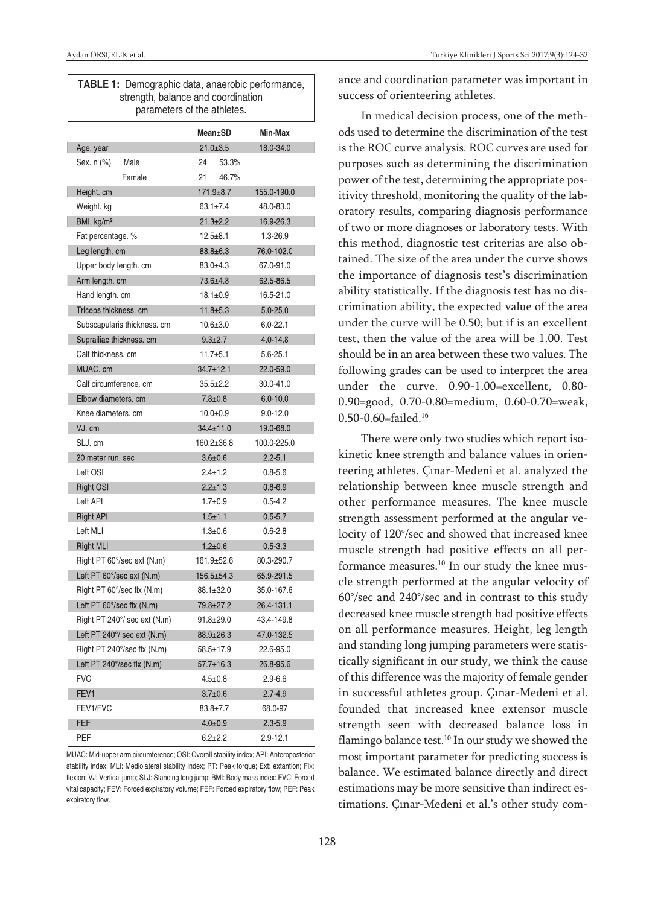**TABLE 1:** Demographic data, anaerobic performance, strength, balance and coordination parameters of the athletes.

| | | Mean±SD | Min-Max |
|---|---|---|---|
| Age. year | | 21.0±3.5 | 18.0-34.0 |
| Sex. n (%) | Male | 24 53.3% | |
| | Female | 21 46.7% | |
| Height. cm | | 171.9±8.7 | 155.0-190.0 |
| Weight. kg | | 63.1±7.4 | 48.0-83.0 |
| BMI. kg/m² | | 21.3±2.2 | 16.9-26.3 |
| Fat percentage. % | | 12.5±8.1 | 1.3-26.9 |
| Leg length. cm | | 88.8±6.3 | 76.0-102.0 |
| Upper body length. cm | | 83.0±4.3 | 67.0-91.0 |
| Arm length. cm | | 73.6±4.8 | 62.5-86.5 |
| Hand length. cm | | 18.1±0.9 | 16.5-21.0 |
| Triceps thickness. cm | | 11.8±5.3 | 5.0-25.0 |
| Subscapularis thickness. cm | | 10.6±3.0 | 6.0-22.1 |
| Suprailiac thickness. cm | | 9.3±2.7 | 4.0-14.8 |
| Calf thickness. cm | | 11.7±5.1 | 5.6-25.1 |
| MUAC. cm | | 34.7±12.1 | 22.0-59.0 |
| Calf circumference. cm | | 35.5±2.2 | 30.0-41.0 |
| Elbow diameters. cm | | 7.8±0.8 | 6.0-10.0 |
| Knee diameters. cm | | 10.0±0.9 | 9.0-12.0 |
| VJ. cm | | 34.4±11.0 | 19.0-68.0 |
| SLJ. cm | | 160.2±36.8 | 100.0-225.0 |
| 20 meter run. sec | | 3.6±0.6 | 2.2-5.1 |
| Left OSI | | 2.4±1.2 | 0.8-5.6 |
| Right OSI | | 2.2±1.3 | 0.8-6.9 |
| Left API | | 1.7±0.9 | 0.5-4.2 |
| Right API | | 1.5±1.1 | 0.5-5.7 |
| Left MLI | | 1.3±0.6 | 0.6-2.8 |
| Right MLI | | 1.2±0.6 | 0.5-3.3 |
| Right PT 60°/sec ext (N.m) | | 161.9±52.6 | 80.3-290.7 |
| Left PT 60°/sec ext (N.m) | | 156.5±54.3 | 65.9-291.5 |
| Right PT 60°/sec flx (N.m) | | 88.1±32.0 | 35.0-167.6 |
| Left PT 60°/sec flx (N.m) | | 79.8±27.2 | 26.4-131.1 |
| Right PT 240°/ sec ext (N.m) | | 91.8±29.0 | 43.4-149.8 |
| Left PT 240°/ sec ext (N.m) | | 88.9±26.3 | 47.0-132.5 |
| Right PT 240°/sec flx (N.m) | | 58.5±17.9 | 22.6-95.0 |
| Left PT 240°/sec flx (N.m) | | 57.7±16.3 | 26.8-95.6 |
| FVC | | 4.5±0.8 | 2.9-6.6 |
| FEV1 | | 3.7±0.6 | 2.7-4.9 |
| FEV1/FVC | | 83.8±7.7 | 68.0-97 |
| FEF | | 4.0±0.9 | 2.3-5.9 |
| PEF | | 6.2±2.2 | 2.9-12.1 |

MUAC: Mid-upper arm circumference; OSI: Overall stability index; API: Anteroposterior stability index; MLI: Mediolateral stability index; PT: Peak torque; Ext: extantion; Flx: flexion; VJ: Vertical jump; SLJ: Standing long jump; BMI: Body mass index: FVC: Forced vital capacity; FEV: Forced expiratory volume; FEF: Forced expiratory flow; PEF: Peak expiratory flow.

ance and coordination parameter was important in success of orienteering athletes.

In medical decision process, one of the methods used to determine the discrimination of the test is the ROC curve analysis. ROC curves are used for purposes such as determining the discrimination power of the test, determining the appropriate positivity threshold, monitoring the quality of the laboratory results, comparing diagnosis performance of two or more diagnoses or laboratory tests. With this method, diagnostic test criterias are also obtained. The size of the area under the curve shows the importance of diagnosis test's discrimination ability statistically. If the diagnosis test has no discrimination ability, the expected value of the area under the curve will be 0.50; but if is an excellent test, then the value of the area will be 1.00. Test should be in an area between these two values. The following grades can be used to interpret the area under the curve. 0.90-1.00=excellent, 0.80-0.90=good, 0.70-0.80=medium, 0.60-0.70=weak, 0.50-0.60=failed.[16]

There were only two studies which report isokinetic knee strength and balance values in orienteering athletes. Çınar-Medeni et al. analyzed the relationship between knee muscle strength and other performance measures. The knee muscle strength assessment performed at the angular velocity of 120°/sec and showed that increased knee muscle strength had positive effects on all performance measures.[10] In our study the knee muscle strength performed at the angular velocity of 60°/sec and 240°/sec and in contrast to this study decreased knee muscle strength had positive effects on all performance measures. Height, leg length and standing long jumping parameters were statistically significant in our study, we think the cause of this difference was the majority of female gender in successful athletes group. Çınar-Medeni et al. founded that increased knee extensor muscle strength seen with decreased balance loss in flamingo balance test.[10] In our study we showed the most important parameter for predicting success is balance. We estimated balance directly and direct estimations may be more sensitive than indirect estimations. Çınar-Medeni et al.'s other study com-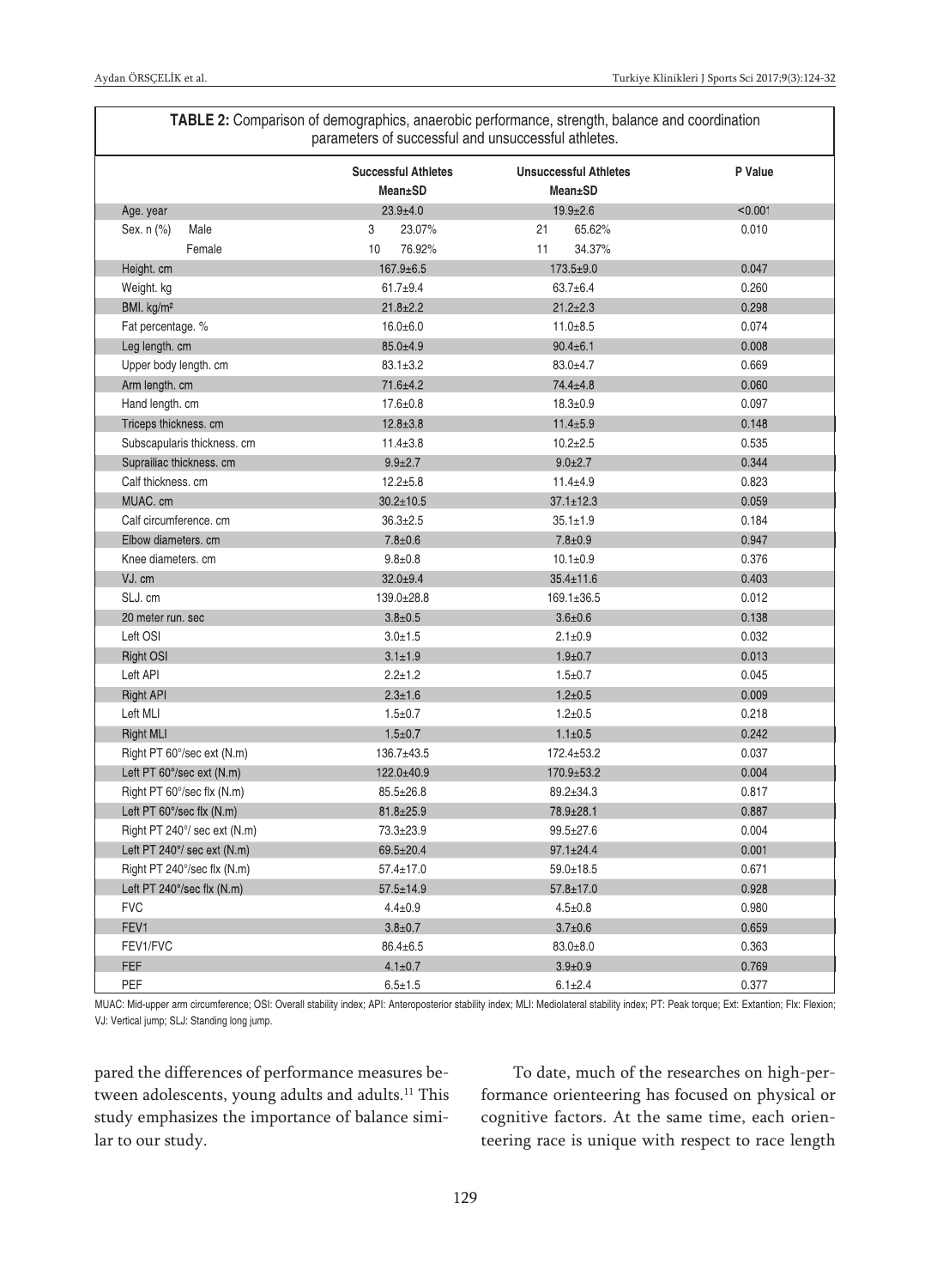**TABLE 2:** Comparison of demographics, anaerobic performance, strength, balance and coordination parameters of successful and unsuccessful athletes.

| | Successful Athletes Mean±SD | Unsuccessful Athletes Mean±SD | P Value |
|---|---|---|---|
| Age. year | 23.9±4.0 | 19.9±2.6 | <0.001 |
| Sex. n (%) Male | 3 23.07% | 21 65.62% | 0.010 |
| Female | 10 76.92% | 11 34.37% | |
| Height. cm | 167.9±6.5 | 173.5±9.0 | 0.047 |
| Weight. kg | 61.7±9.4 | 63.7±6.4 | 0.260 |
| BMI. kg/m² | 21.8±2.2 | 21.2±2.3 | 0.298 |
| Fat percentage. % | 16.0±6.0 | 11.0±8.5 | 0.074 |
| Leg length. cm | 85.0±4.9 | 90.4±6.1 | 0.008 |
| Upper body length. cm | 83.1±3.2 | 83.0±4.7 | 0.669 |
| Arm length. cm | 71.6±4.2 | 74.4±4.8 | 0.060 |
| Hand length. cm | 17.6±0.8 | 18.3±0.9 | 0.097 |
| Triceps thickness. cm | 12.8±3.8 | 11.4±5.9 | 0.148 |
| Subscapularis thickness. cm | 11.4±3.8 | 10.2±2.5 | 0.535 |
| Suprailiac thickness. cm | 9.9±2.7 | 9.0±2.7 | 0.344 |
| Calf thickness. cm | 12.2±5.8 | 11.4±4.9 | 0.823 |
| MUAC. cm | 30.2±10.5 | 37.1±12.3 | 0.059 |
| Calf circumference. cm | 36.3±2.5 | 35.1±1.9 | 0.184 |
| Elbow diameters. cm | 7.8±0.6 | 7.8±0.9 | 0.947 |
| Knee diameters. cm | 9.8±0.8 | 10.1±0.9 | 0.376 |
| VJ. cm | 32.0±9.4 | 35.4±11.6 | 0.403 |
| SLJ. cm | 139.0±28.8 | 169.1±36.5 | 0.012 |
| 20 meter run. sec | 3.8±0.5 | 3.6±0.6 | 0.138 |
| Left OSI | 3.0±1.5 | 2.1±0.9 | 0.032 |
| Right OSI | 3.1±1.9 | 1.9±0.7 | 0.013 |
| Left API | 2.2±1.2 | 1.5±0.7 | 0.045 |
| Right API | 2.3±1.6 | 1.2±0.5 | 0.009 |
| Left MLI | 1.5±0.7 | 1.2±0.5 | 0.218 |
| Right MLI | 1.5±0.7 | 1.1±0.5 | 0.242 |
| Right PT 60°/sec ext (N.m) | 136.7±43.5 | 172.4±53.2 | 0.037 |
| Left PT 60°/sec ext (N.m) | 122.0±40.9 | 170.9±53.2 | 0.004 |
| Right PT 60°/sec flx (N.m) | 85.5±26.8 | 89.2±34.3 | 0.817 |
| Left PT 60°/sec flx (N.m) | 81.8±25.9 | 78.9±28.1 | 0.887 |
| Right PT 240°/ sec ext (N.m) | 73.3±23.9 | 99.5±27.6 | 0.004 |
| Left PT 240°/ sec ext (N.m) | 69.5±20.4 | 97.1±24.4 | 0.001 |
| Right PT 240°/sec flx (N.m) | 57.4±17.0 | 59.0±18.5 | 0.671 |
| Left PT 240°/sec flx (N.m) | 57.5±14.9 | 57.8±17.0 | 0.928 |
| FVC | 4.4±0.9 | 4.5±0.8 | 0.980 |
| FEV1 | 3.8±0.7 | 3.7±0.6 | 0.659 |
| FEV1/FVC | 86.4±6.5 | 83.0±8.0 | 0.363 |
| FEF | 4.1±0.7 | 3.9±0.9 | 0.769 |
| PEF | 6.5±1.5 | 6.1±2.4 | 0.377 |

MUAC: Mid-upper arm circumference; OSI: Overall stability index; API: Anteroposterior stability index; MLI: Mediolateral stability index; PT: Peak torque; Ext: Extantion; Flx: Flexion; VJ: Vertical jump; SLJ: Standing long jump.

pared the differences of performance measures between adolescents, young adults and adults.[11] This study emphasizes the importance of balance similar to our study.

To date, much of the researches on high-performance orienteering has focused on physical or cognitive factors. At the same time, each orienteering race is unique with respect to race length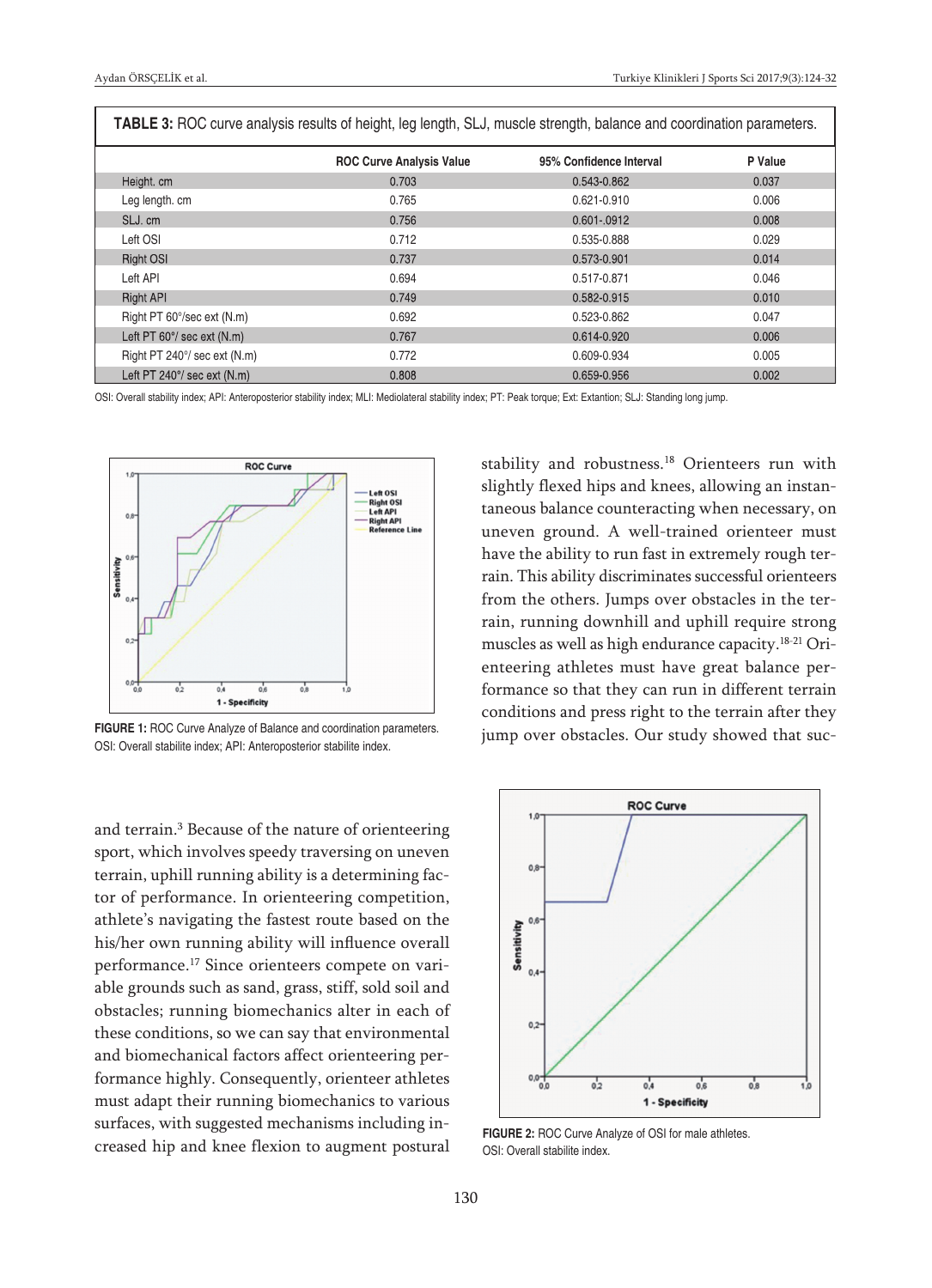**TABLE 3:** ROC curve analysis results of height, leg length, SLJ, muscle strength, balance and coordination parameters.

| | ROC Curve Analysis Value | 95% Confidence Interval | P Value |
|---|---|---|---|
| Height. cm | 0.703 | 0.543-0.862 | 0.037 |
| Leg length. cm | 0.765 | 0.621-0.910 | 0.006 |
| SLJ. cm | 0.756 | 0.601-.0912 | 0.008 |
| Left OSI | 0.712 | 0.535-0.888 | 0.029 |
| Right OSI | 0.737 | 0.573-0.901 | 0.014 |
| Left API | 0.694 | 0.517-0.871 | 0.046 |
| Right API | 0.749 | 0.582-0.915 | 0.010 |
| Right PT 60°/sec ext (N.m) | 0.692 | 0.523-0.862 | 0.047 |
| Left PT 60°/ sec ext (N.m) | 0.767 | 0.614-0.920 | 0.006 |
| Right PT 240°/ sec ext (N.m) | 0.772 | 0.609-0.934 | 0.005 |
| Left PT 240°/ sec ext (N.m) | 0.808 | 0.659-0.956 | 0.002 |

OSI: Overall stability index; API: Anteroposterior stability index; MLI: Mediolateral stability index; PT: Peak torque; Ext: Extantion; SLJ: Standing long jump.

**FIGURE 1:** ROC Curve Analyze of Balance and coordination parameters.
OSI: Overall stabilite index; API: Anteroposterior stabilite index.

and terrain.[3] Because of the nature of orienteering sport, which involves speedy traversing on uneven terrain, uphill running ability is a determining factor of performance. In orienteering competition, athlete's navigating the fastest route based on the his/her own running ability will influence overall performance.[17] Since orienteers compete on variable grounds such as sand, grass, stiff, sold soil and obstacles; running biomechanics alter in each of these conditions, so we can say that environmental and biomechanical factors affect orienteering performance highly. Consequently, orienteer athletes must adapt their running biomechanics to various surfaces, with suggested mechanisms including increased hip and knee flexion to augment postural stability and robustness.[18] Orienteers run with slightly flexed hips and knees, allowing an instantaneous balance counteracting when necessary, on uneven ground. A well-trained orienteer must have the ability to run fast in extremely rough terrain. This ability discriminates successful orienteers from the others. Jumps over obstacles in the terrain, running downhill and uphill require strong muscles as well as high endurance capacity.[18-21] Orienteering athletes must have great balance performance so that they can run in different terrain conditions and press right to the terrain after they jump over obstacles. Our study showed that suc-

**FIGURE 2:** ROC Curve Analyze of OSI for male athletes.
OSI: Overall stabilite index.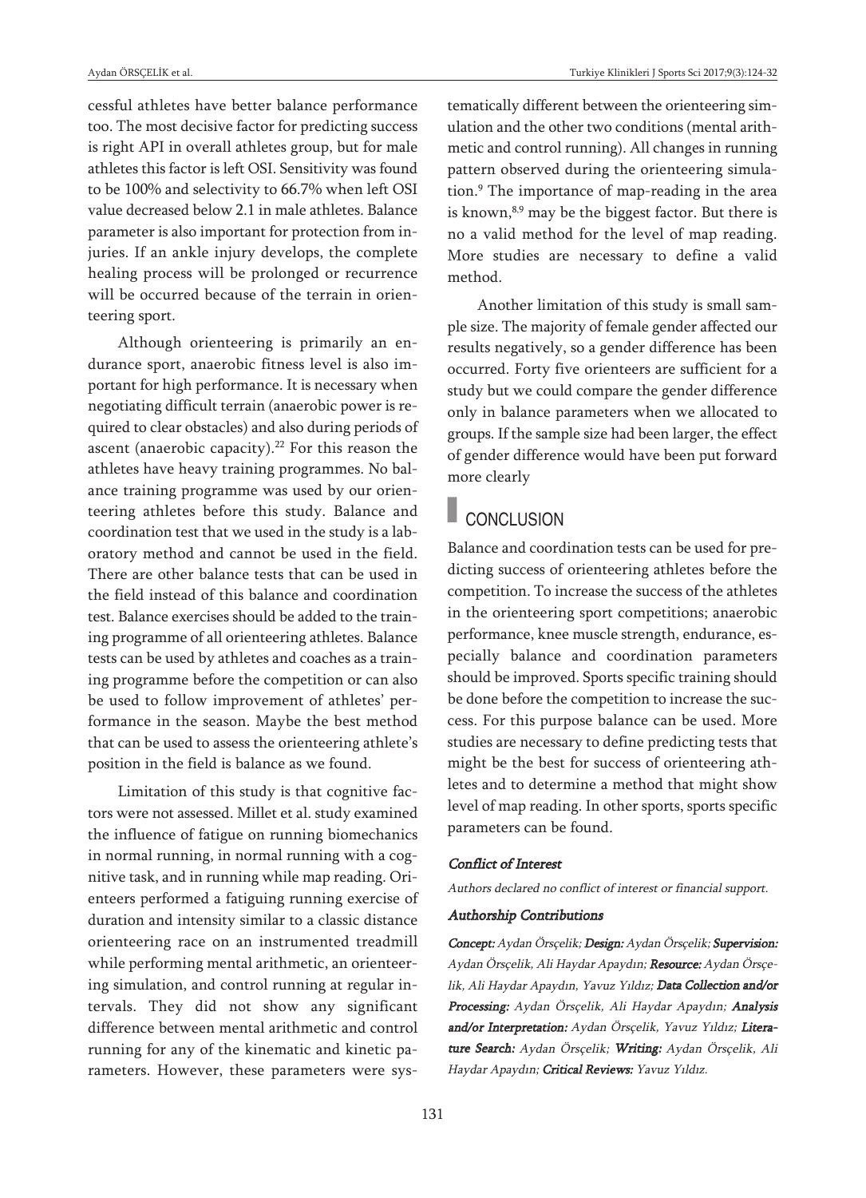cessful athletes have better balance performance too. The most decisive factor for predicting success is right API in overall athletes group, but for male athletes this factor is left OSI. Sensitivity was found to be 100% and selectivity to 66.7% when left OSI value decreased below 2.1 in male athletes. Balance parameter is also important for protection from injuries. If an ankle injury develops, the complete healing process will be prolonged or recurrence will be occurred because of the terrain in orienteering sport.

Although orienteering is primarily an endurance sport, anaerobic fitness level is also important for high performance. It is necessary when negotiating difficult terrain (anaerobic power is required to clear obstacles) and also during periods of ascent (anaerobic capacity).[22] For this reason the athletes have heavy training programmes. No balance training programme was used by our orienteering athletes before this study. Balance and coordination test that we used in the study is a laboratory method and cannot be used in the field. There are other balance tests that can be used in the field instead of this balance and coordination test. Balance exercises should be added to the training programme of all orienteering athletes. Balance tests can be used by athletes and coaches as a training programme before the competition or can also be used to follow improvement of athletes' performance in the season. Maybe the best method that can be used to assess the orienteering athlete's position in the field is balance as we found.

Limitation of this study is that cognitive factors were not assessed. Millet et al. study examined the influence of fatigue on running biomechanics in normal running, in normal running with a cognitive task, and in running while map reading. Orienteers performed a fatiguing running exercise of duration and intensity similar to a classic distance orienteering race on an instrumented treadmill while performing mental arithmetic, an orienteering simulation, and control running at regular intervals. They did not show any significant difference between mental arithmetic and control running for any of the kinematic and kinetic parameters. However, these parameters were systematically different between the orienteering simulation and the other two conditions (mental arithmetic and control running). All changes in running pattern observed during the orienteering simulation.[9] The importance of map-reading in the area is known,[8,9] may be the biggest factor. But there is no a valid method for the level of map reading. More studies are necessary to define a valid method.

Another limitation of this study is small sample size. The majority of female gender affected our results negatively, so a gender difference has been occurred. Forty five orienteers are sufficient for a study but we could compare the gender difference only in balance parameters when we allocated to groups. If the sample size had been larger, the effect of gender difference would have been put forward more clearly

## CONCLUSION

Balance and coordination tests can be used for predicting success of orienteering athletes before the competition. To increase the success of the athletes in the orienteering sport competitions; anaerobic performance, knee muscle strength, endurance, especially balance and coordination parameters should be improved. Sports specific training should be done before the competition to increase the success. For this purpose balance can be used. More studies are necessary to define predicting tests that might be the best for success of orienteering athletes and to determine a method that might show level of map reading. In other sports, sports specific parameters can be found.

#### *Conflict of Interest*

*Authors declared no conflict of interest or financial support.*

#### *Authorship Contributions*

***Concept:*** *Aydan Örsçelik;* ***Design:*** *Aydan Örsçelik;* ***Supervision:*** *Aydan Örsçelik, Ali Haydar Apaydın;* ***Resource:*** *Aydan Örsçelik, Ali Haydar Apaydın, Yavuz Yıldız;* ***Data Collection and/or Processing:*** *Aydan Örsçelik, Ali Haydar Apaydın;* ***Analysis and/or Interpretation:*** *Aydan Örsçelik, Yavuz Yıldız;* ***Literature Search:*** *Aydan Örsçelik;* ***Writing:*** *Aydan Örsçelik, Ali Haydar Apaydın;* ***Critical Reviews:*** *Yavuz Yıldız.*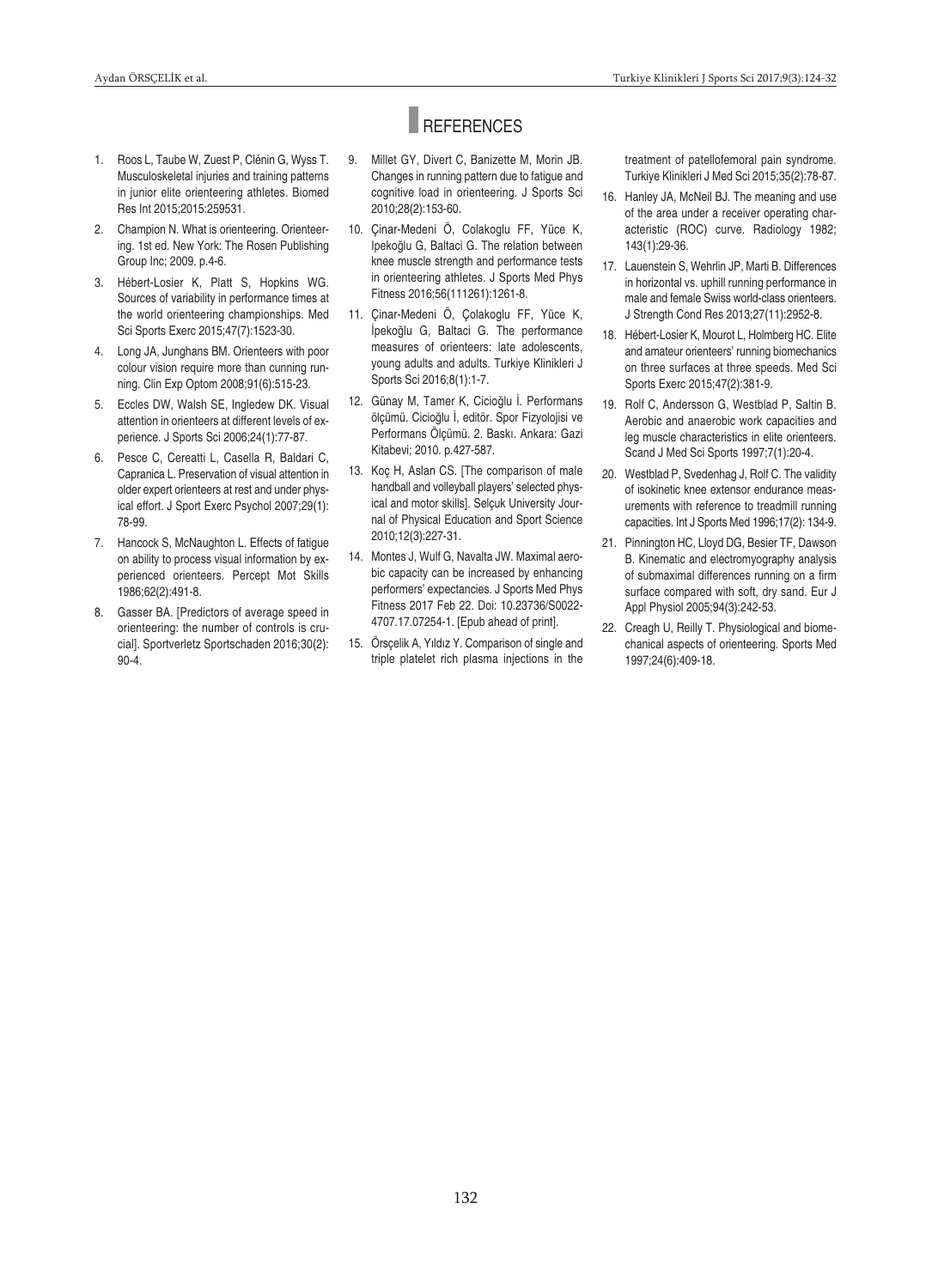## REFERENCES

1. Roos L, Taube W, Zuest P, Clénin G, Wyss T. Musculoskeletal injuries and training patterns in junior elite orienteering athletes. Biomed Res Int 2015;2015:259531.
2. Champion N. What is orienteering. Orienteering. 1st ed. New York: The Rosen Publishing Group Inc; 2009. p.4-6.
3. Hébert-Losier K, Platt S, Hopkins WG. Sources of variability in performance times at the world orienteering championships. Med Sci Sports Exerc 2015;47(7):1523-30.
4. Long JA, Junghans BM. Orienteers with poor colour vision require more than cunning running. Clin Exp Optom 2008;91(6):515-23.
5. Eccles DW, Walsh SE, Ingledew DK. Visual attention in orienteers at different levels of experience. J Sports Sci 2006;24(1):77-87.
6. Pesce C, Cereatti L, Casella R, Baldari C, Capranica L. Preservation of visual attention in older expert orienteers at rest and under physical effort. J Sport Exerc Psychol 2007;29(1):78-99.
7. Hancock S, McNaughton L. Effects of fatigue on ability to process visual information by experienced orienteers. Percept Mot Skills 1986;62(2):491-8.
8. Gasser BA. [Predictors of average speed in orienteering: the number of controls is crucial]. Sportverletz Sportschaden 2016;30(2):90-4.
9. Millet GY, Divert C, Banizette M, Morin JB. Changes in running pattern due to fatigue and cognitive load in orienteering. J Sports Sci 2010;28(2):153-60.
10. Çinar-Medeni Ö, Colakoglu FF, Yüce K, Ipekoğlu G, Baltaci G. The relation between knee muscle strength and performance tests in orienteering athletes. J Sports Med Phys Fitness 2016;56(111261):1261-8.
11. Çinar-Medeni Ö, Çolakoglu FF, Yüce K, İpekoğlu G, Baltaci G. The performance measures of orienteers: late adolescents, young adults and adults. Turkiye Klinikleri J Sports Sci 2016;8(1):1-7.
12. Günay M, Tamer K, Cicioğlu İ. Performans ölçümü. Cicioğlu İ, editör. Spor Fizyolojisi ve Performans Ölçümü. 2. Baskı. Ankara: Gazi Kitabevi; 2010. p.427-587.
13. Koç H, Aslan CS. [The comparison of male handball and volleyball players' selected physical and motor skills]. Selçuk University Journal of Physical Education and Sport Science 2010;12(3):227-31.
14. Montes J, Wulf G, Navalta JW. Maximal aerobic capacity can be increased by enhancing performers' expectancies. J Sports Med Phys Fitness 2017 Feb 22. Doi: 10.23736/S0022-4707.17.07254-1. [Epub ahead of print].
15. Örsçelik A, Yıldız Y. Comparison of single and triple platelet rich plasma injections in the treatment of patellofemoral pain syndrome. Turkiye Klinikleri J Med Sci 2015;35(2):78-87.
16. Hanley JA, McNeil BJ. The meaning and use of the area under a receiver operating characteristic (ROC) curve. Radiology 1982;143(1):29-36.
17. Lauenstein S, Wehrlin JP, Marti B. Differences in horizontal vs. uphill running performance in male and female Swiss world-class orienteers. J Strength Cond Res 2013;27(11):2952-8.
18. Hébert-Losier K, Mourot L, Holmberg HC. Elite and amateur orienteers' running biomechanics on three surfaces at three speeds. Med Sci Sports Exerc 2015;47(2):381-9.
19. Rolf C, Andersson G, Westblad P, Saltin B. Aerobic and anaerobic work capacities and leg muscle characteristics in elite orienteers. Scand J Med Sci Sports 1997;7(1):20-4.
20. Westblad P, Svedenhag J, Rolf C. The validity of isokinetic knee extensor endurance measurements with reference to treadmill running capacities. Int J Sports Med 1996;17(2): 134-9.
21. Pinnington HC, Lloyd DG, Besier TF, Dawson B. Kinematic and electromyography analysis of submaximal differences running on a firm surface compared with soft, dry sand. Eur J Appl Physiol 2005;94(3):242-53.
22. Creagh U, Reilly T. Physiological and biomechanical aspects of orienteering. Sports Med 1997;24(6):409-18.